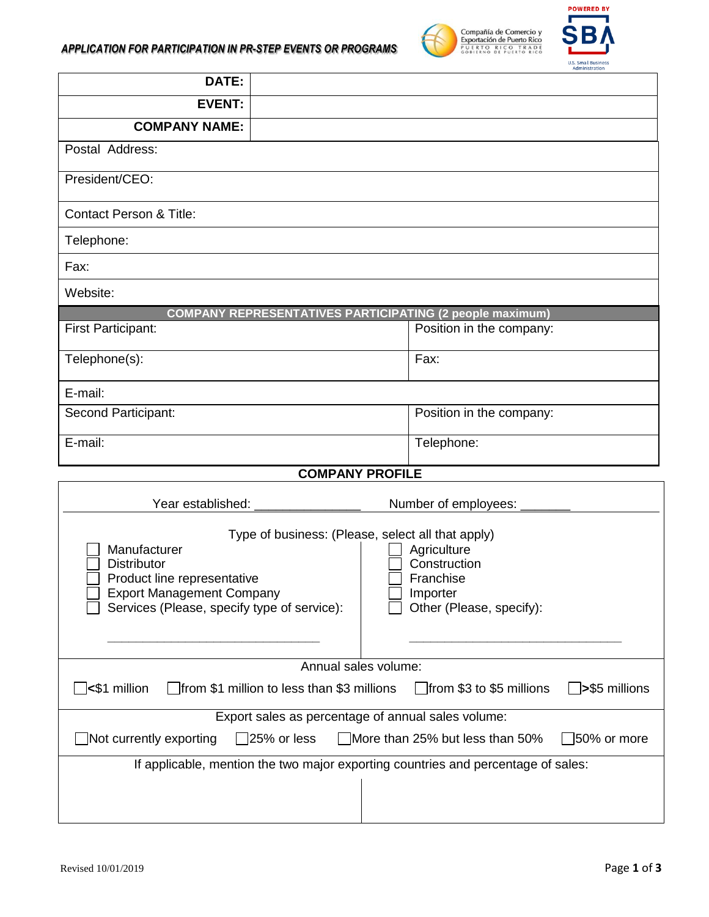*APPLICATION FOR PARTICIPATION IN PR-STEP EVENTS OR PROGRAMS*

Compañía de Comercio y Exportación de Puerto Rico
PUERTO RICO TRADE
GOBIERNO DE PUERTO RICO

POWERED BY SBA U.S. Small Business Administration

| | |
|---|---|
| **DATE:** | |
| **EVENT:** | |
| **COMPANY NAME:** | |

Postal Address:

President/CEO:

Contact Person & Title:

Telephone:

Fax:

Website:

**COMPANY REPRESENTATIVES PARTICIPATING (2 people maximum)**

| | |
|---|---|
| First Participant: | Position in the company: |
| Telephone(s): | Fax: |
| E-mail: | |
| Second Participant: | Position in the company: |
| E-mail: | Telephone: |

**COMPANY PROFILE**

Year established: _______________ Number of employees: _______

Type of business: (Please, select all that apply)

- ☐ Manufacturer
- ☐ Distributor
- ☐ Product line representative
- ☐ Export Management Company
- ☐ Services (Please, specify type of service):

_______________________________

- ☐ Agriculture
- ☐ Construction
- ☐ Franchise
- ☐ Importer
- ☐ Other (Please, specify):

_______________________________

Annual sales volume:

☐<$1 million ☐from $1 million to less than $3 millions ☐from $3 to $5 millions ☐>$5 millions

Export sales as percentage of annual sales volume:

☐Not currently exporting ☐25% or less ☐More than 25% but less than 50% ☐50% or more

If applicable, mention the two major exporting countries and percentage of sales:

| | |
|---|---|
| | |

Revised 10/01/2019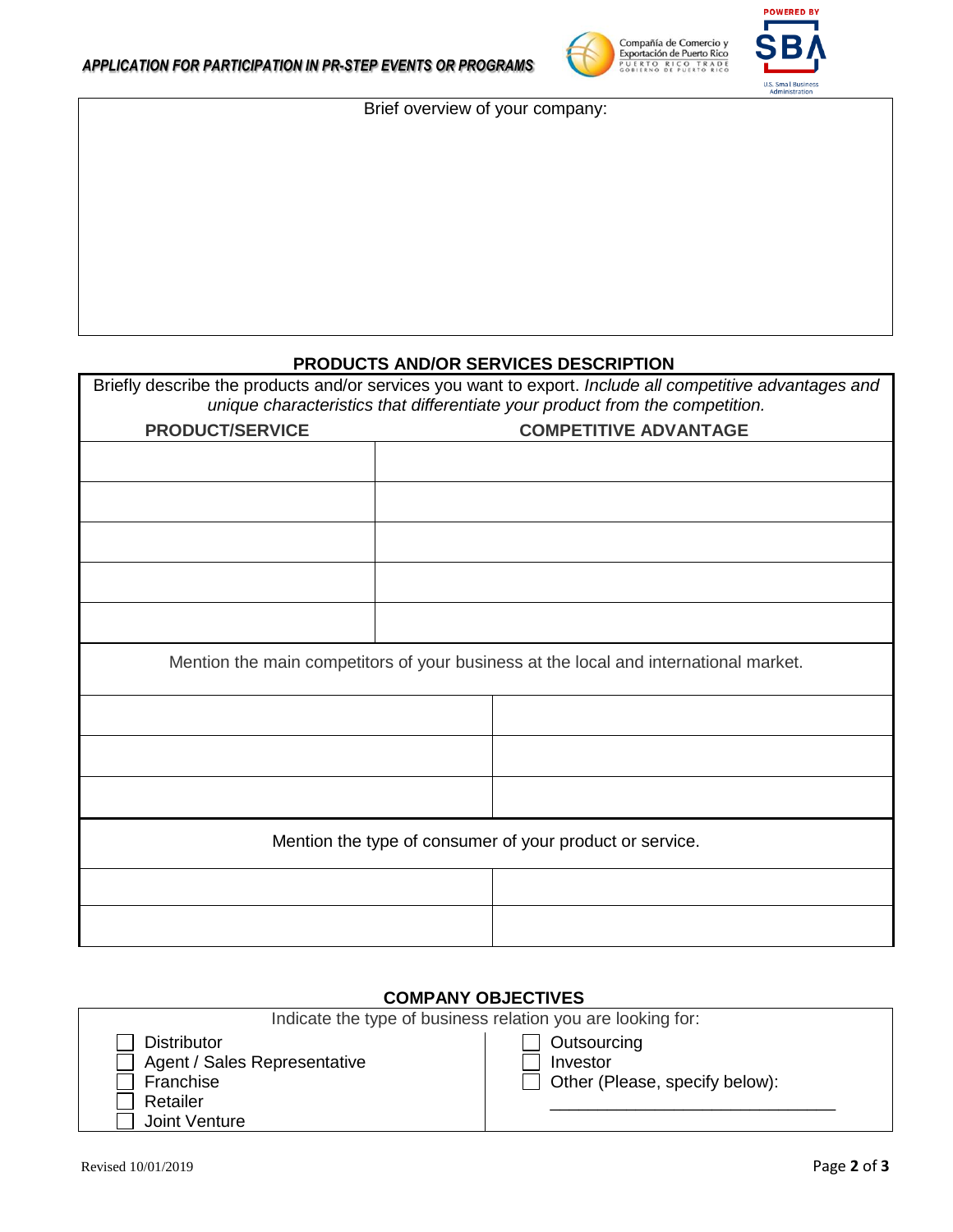Brief overview of your company:

## PRODUCTS AND/OR SERVICES DESCRIPTION

Briefly describe the products and/or services you want to export. *Include all competitive advantages and unique characteristics that differentiate your product from the competition.*

| PRODUCT/SERVICE | COMPETITIVE ADVANTAGE |
|---|---|
| | |
| | |
| | |
| | |
| | |

Mention the main competitors of your business at the local and international market.

| | |
|---|---|
| | |
| | |
| | |

Mention the type of consumer of your product or service.

| | |
|---|---|
| | |
| | |

## COMPANY OBJECTIVES

Indicate the type of business relation you are looking for:

- ☐ Distributor
- ☐ Agent / Sales Representative
- ☐ Franchise
- ☐ Retailer
- ☐ Joint Venture
- ☐ Outsourcing
- ☐ Investor
- ☐ Other (Please, specify below):

______________________________

Revised 10/01/2019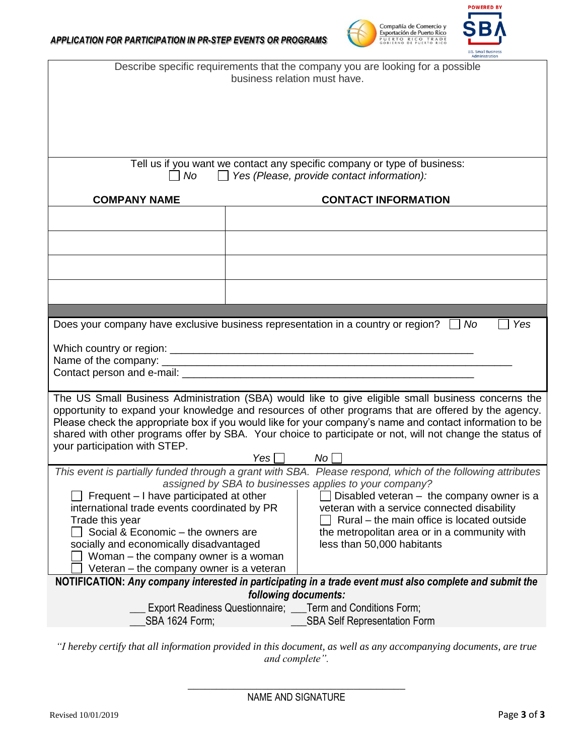Describe specific requirements that the company you are looking for a possible business relation must have.

Tell us if you want we contact any specific company or type of business:
☐ *No* ☐ *Yes (Please, provide contact information):*

| COMPANY NAME | CONTACT INFORMATION |
| --- | --- |
| | |
| | |
| | |
| | |

Does your company have exclusive business representation in a country or region? ☐ *No* ☐ *Yes*

Which country or region: ____________________________________________________

Name of the company: ____________________________________________________________

Contact person and e-mail: _________________________________________________

The US Small Business Administration (SBA) would like to give eligible small business concerns the opportunity to expand your knowledge and resources of other programs that are offered by the agency. Please check the appropriate box if you would like for your company's name and contact information to be shared with other programs offer by SBA. Your choice to participate or not, will not change the status of your participation with STEP.

*Yes* ☐ *No* ☐

*This event is partially funded through a grant with SBA. Please respond, which of the following attributes assigned by SBA to businesses applies to your company?*

☐ Frequent – I have participated at other international trade events coordinated by PR Trade this year
☐ Social & Economic – the owners are socially and economically disadvantaged
☐ Woman – the company owner is a woman
☐ Veteran – the company owner is a veteran
☐ Disabled veteran – the company owner is a veteran with a service connected disability
☐ Rural – the main office is located outside the metropolitan area or in a community with less than 50,000 habitants

**NOTIFICATION:** ***Any company interested in participating in a trade event must also complete and submit the following documents:***

___ Export Readiness Questionnaire; ___Term and Conditions Form;
___SBA 1624 Form; ___SBA Self Representation Form

*"I hereby certify that all information provided in this document, as well as any accompanying documents, are true and complete".*

_____________________________________________
NAME AND SIGNATURE

Revised 10/01/2019